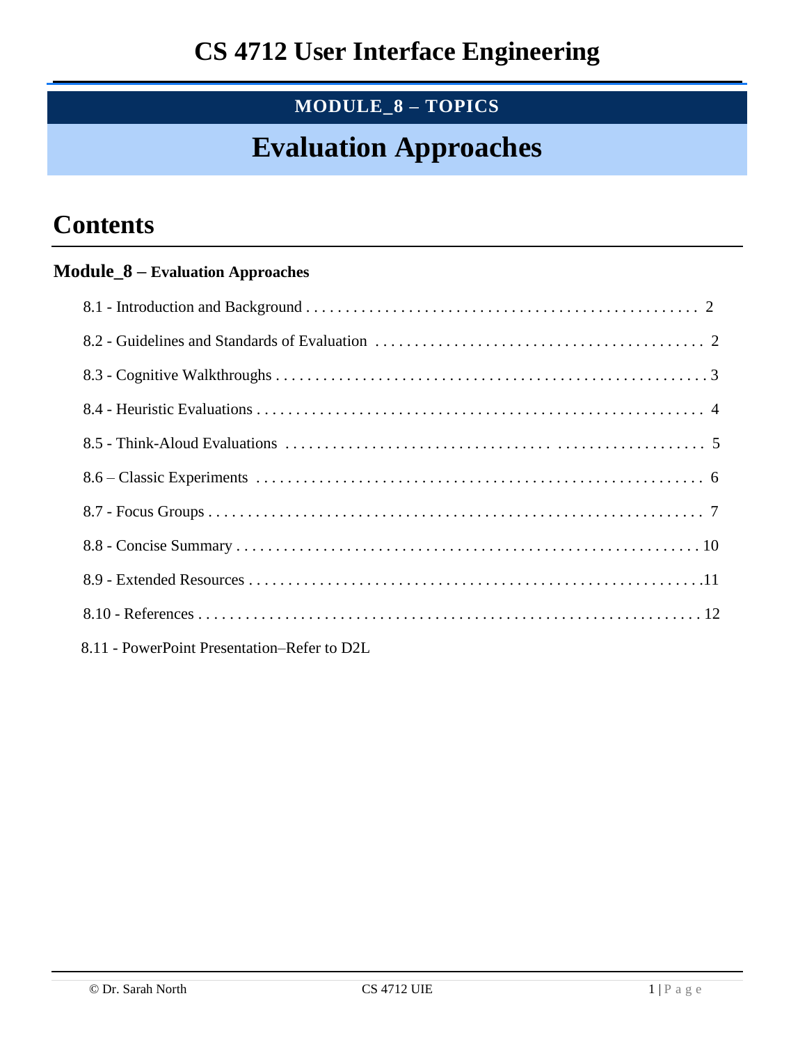# CS 4712 User Interface Engineering

**MODULE_8 – TOPICS**

# Evaluation Approaches

## Contents

**Module_8 – Evaluation Approaches**

- 8.1 - Introduction and Background . . . . . . . . . . 2
- 8.2 - Guidelines and Standards of Evaluation . . . . . . . . . . 2
- 8.3 - Cognitive Walkthroughs . . . . . . . . . . 3
- 8.4 - Heuristic Evaluations . . . . . . . . . . 4
- 8.5 - Think-Aloud Evaluations . . . . . . . . . . 5
- 8.6 – Classic Experiments . . . . . . . . . . 6
- 8.7 - Focus Groups . . . . . . . . . . 7
- 8.8 - Concise Summary . . . . . . . . . . 10
- 8.9 - Extended Resources . . . . . . . . . . 11
- 8.10 - References . . . . . . . . . . 12
- 8.11 - PowerPoint Presentation–Refer to D2L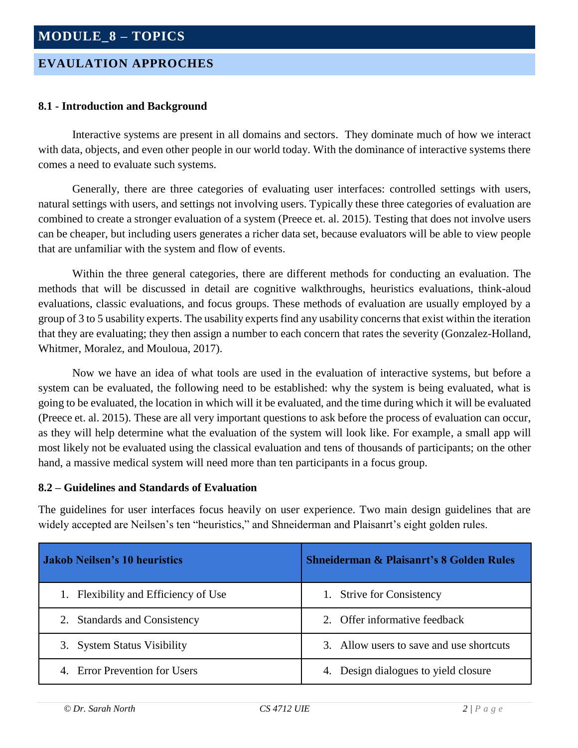# MODULE_8 – TOPICS

## EVALUATION APPROCHES

### 8.1 - Introduction and Background

Interactive systems are present in all domains and sectors. They dominate much of how we interact with data, objects, and even other people in our world today. With the dominance of interactive systems there comes a need to evaluate such systems.

Generally, there are three categories of evaluating user interfaces: controlled settings with users, natural settings with users, and settings not involving users. Typically these three categories of evaluation are combined to create a stronger evaluation of a system (Preece et. al. 2015). Testing that does not involve users can be cheaper, but including users generates a richer data set, because evaluators will be able to view people that are unfamiliar with the system and flow of events.

Within the three general categories, there are different methods for conducting an evaluation. The methods that will be discussed in detail are cognitive walkthroughs, heuristics evaluations, think-aloud evaluations, classic evaluations, and focus groups. These methods of evaluation are usually employed by a group of 3 to 5 usability experts. The usability experts find any usability concerns that exist within the iteration that they are evaluating; they then assign a number to each concern that rates the severity (Gonzalez-Holland, Whitmer, Moralez, and Mouloua, 2017).

Now we have an idea of what tools are used in the evaluation of interactive systems, but before a system can be evaluated, the following need to be established: why the system is being evaluated, what is going to be evaluated, the location in which will it be evaluated, and the time during which it will be evaluated (Preece et. al. 2015). These are all very important questions to ask before the process of evaluation can occur, as they will help determine what the evaluation of the system will look like. For example, a small app will most likely not be evaluated using the classical evaluation and tens of thousands of participants; on the other hand, a massive medical system will need more than ten participants in a focus group.

### 8.2 – Guidelines and Standards of Evaluation

The guidelines for user interfaces focus heavily on user experience. Two main design guidelines that are widely accepted are Neilsen's ten "heuristics," and Shneiderman and Plaisanrt's eight golden rules.

| Jakob Neilsen's 10 heuristics | Shneiderman & Plaisanrt's 8 Golden Rules |
|---|---|
| 1. Flexibility and Efficiency of Use | 1. Strive for Consistency |
| 2. Standards and Consistency | 2. Offer informative feedback |
| 3. System Status Visibility | 3. Allow users to save and use shortcuts |
| 4. Error Prevention for Users | 4. Design dialogues to yield closure |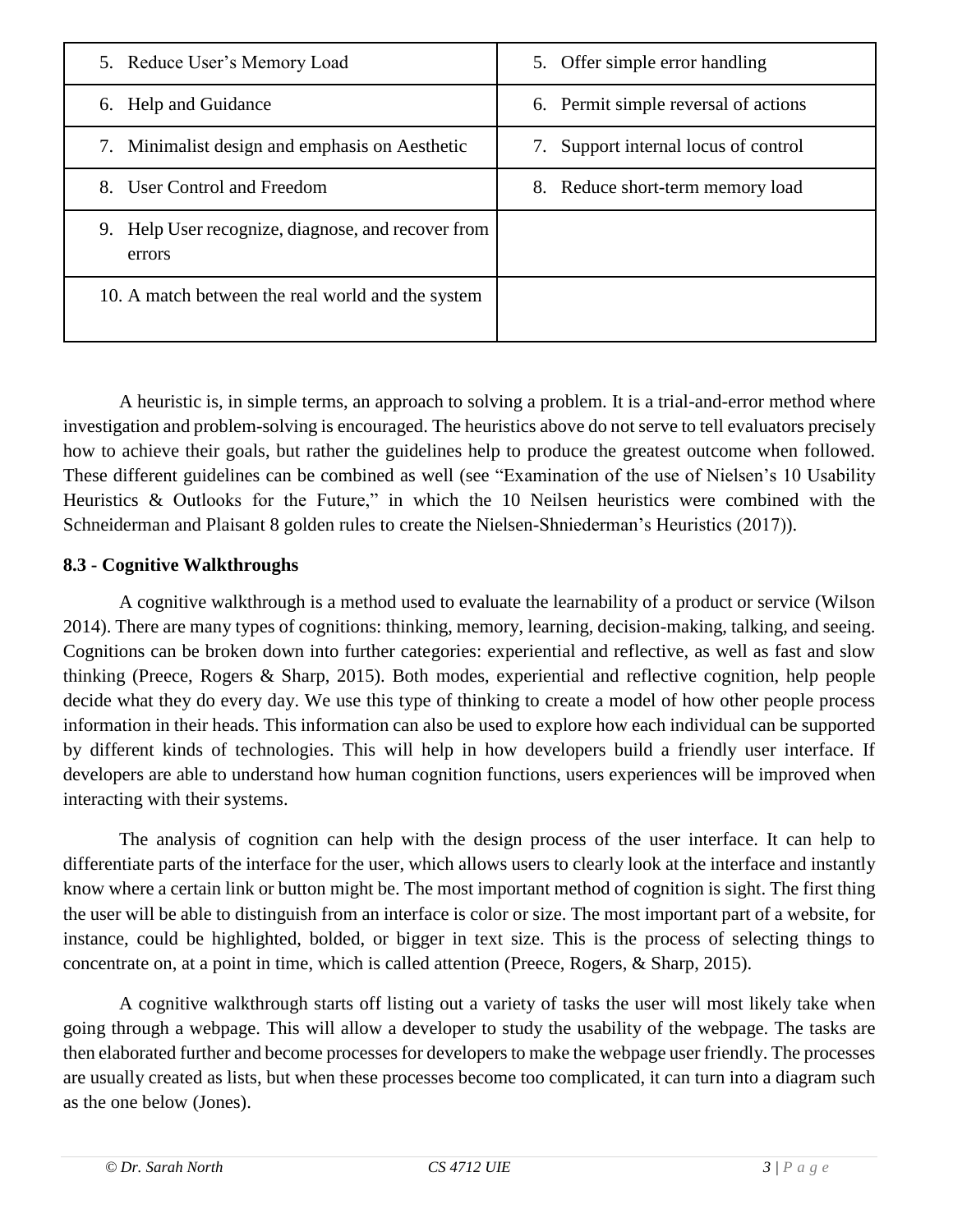| | |
|---|---|
| 5. Reduce User's Memory Load | 5. Offer simple error handling |
| 6. Help and Guidance | 6. Permit simple reversal of actions |
| 7. Minimalist design and emphasis on Aesthetic | 7. Support internal locus of control |
| 8. User Control and Freedom | 8. Reduce short-term memory load |
| 9. Help User recognize, diagnose, and recover from errors | |
| 10. A match between the real world and the system | |

A heuristic is, in simple terms, an approach to solving a problem. It is a trial-and-error method where investigation and problem-solving is encouraged. The heuristics above do not serve to tell evaluators precisely how to achieve their goals, but rather the guidelines help to produce the greatest outcome when followed. These different guidelines can be combined as well (see "Examination of the use of Nielsen's 10 Usability Heuristics & Outlooks for the Future," in which the 10 Neilsen heuristics were combined with the Schneiderman and Plaisant 8 golden rules to create the Nielsen-Shniederman's Heuristics (2017)).

**8.3 - Cognitive Walkthroughs**

A cognitive walkthrough is a method used to evaluate the learnability of a product or service (Wilson 2014). There are many types of cognitions: thinking, memory, learning, decision-making, talking, and seeing. Cognitions can be broken down into further categories: experiential and reflective, as well as fast and slow thinking (Preece, Rogers & Sharp, 2015). Both modes, experiential and reflective cognition, help people decide what they do every day. We use this type of thinking to create a model of how other people process information in their heads. This information can also be used to explore how each individual can be supported by different kinds of technologies. This will help in how developers build a friendly user interface. If developers are able to understand how human cognition functions, users experiences will be improved when interacting with their systems.

The analysis of cognition can help with the design process of the user interface. It can help to differentiate parts of the interface for the user, which allows users to clearly look at the interface and instantly know where a certain link or button might be. The most important method of cognition is sight. The first thing the user will be able to distinguish from an interface is color or size. The most important part of a website, for instance, could be highlighted, bolded, or bigger in text size. This is the process of selecting things to concentrate on, at a point in time, which is called attention (Preece, Rogers, & Sharp, 2015).

A cognitive walkthrough starts off listing out a variety of tasks the user will most likely take when going through a webpage. This will allow a developer to study the usability of the webpage. The tasks are then elaborated further and become processes for developers to make the webpage user friendly. The processes are usually created as lists, but when these processes become too complicated, it can turn into a diagram such as the one below (Jones).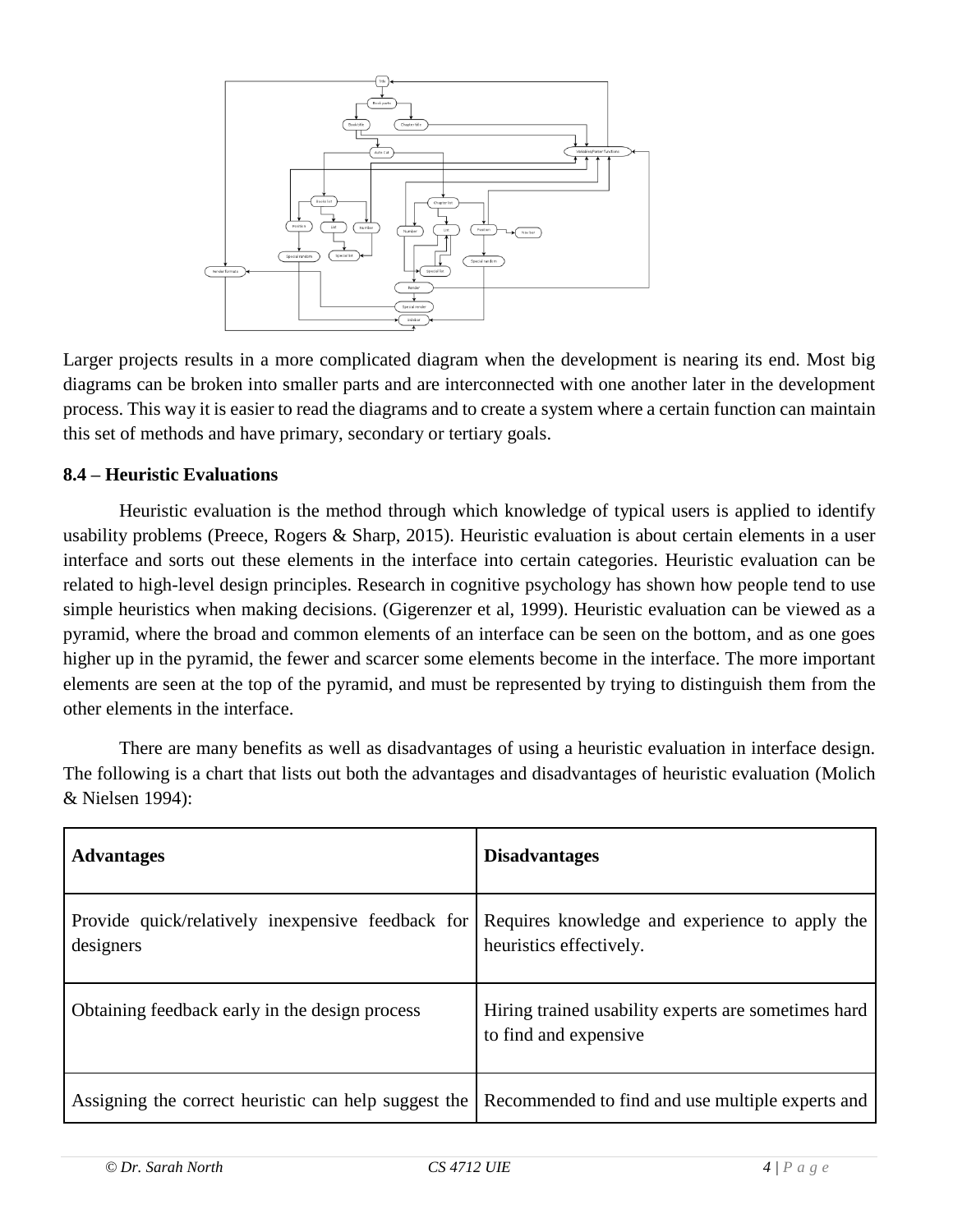Larger projects results in a more complicated diagram when the development is nearing its end. Most big diagrams can be broken into smaller parts and are interconnected with one another later in the development process. This way it is easier to read the diagrams and to create a system where a certain function can maintain this set of methods and have primary, secondary or tertiary goals.

### 8.4 – Heuristic Evaluations

Heuristic evaluation is the method through which knowledge of typical users is applied to identify usability problems (Preece, Rogers & Sharp, 2015). Heuristic evaluation is about certain elements in a user interface and sorts out these elements in the interface into certain categories. Heuristic evaluation can be related to high-level design principles. Research in cognitive psychology has shown how people tend to use simple heuristics when making decisions. (Gigerenzer et al, 1999). Heuristic evaluation can be viewed as a pyramid, where the broad and common elements of an interface can be seen on the bottom, and as one goes higher up in the pyramid, the fewer and scarcer some elements become in the interface. The more important elements are seen at the top of the pyramid, and must be represented by trying to distinguish them from the other elements in the interface.

There are many benefits as well as disadvantages of using a heuristic evaluation in interface design. The following is a chart that lists out both the advantages and disadvantages of heuristic evaluation (Molich & Nielsen 1994):

| **Advantages** | **Disadvantages** |
|---|---|
| Provide quick/relatively inexpensive feedback for designers | Requires knowledge and experience to apply the heuristics effectively. |
| Obtaining feedback early in the design process | Hiring trained usability experts are sometimes hard to find and expensive |
| Assigning the correct heuristic can help suggest the | Recommended to find and use multiple experts and |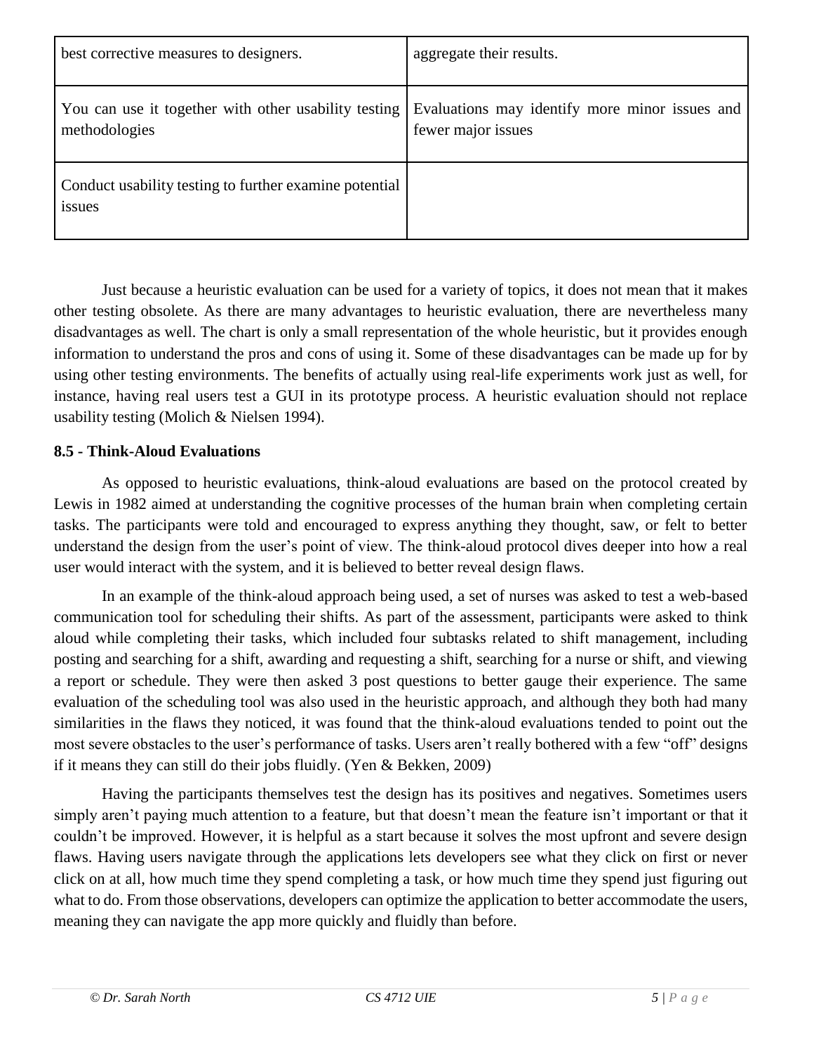| | |
|---|---|
| best corrective measures to designers. | aggregate their results. |
| You can use it together with other usability testing methodologies | Evaluations may identify more minor issues and fewer major issues |
| Conduct usability testing to further examine potential issues | |

Just because a heuristic evaluation can be used for a variety of topics, it does not mean that it makes other testing obsolete. As there are many advantages to heuristic evaluation, there are nevertheless many disadvantages as well. The chart is only a small representation of the whole heuristic, but it provides enough information to understand the pros and cons of using it. Some of these disadvantages can be made up for by using other testing environments. The benefits of actually using real-life experiments work just as well, for instance, having real users test a GUI in its prototype process. A heuristic evaluation should not replace usability testing (Molich & Nielsen 1994).

**8.5 - Think-Aloud Evaluations**

As opposed to heuristic evaluations, think-aloud evaluations are based on the protocol created by Lewis in 1982 aimed at understanding the cognitive processes of the human brain when completing certain tasks. The participants were told and encouraged to express anything they thought, saw, or felt to better understand the design from the user's point of view. The think-aloud protocol dives deeper into how a real user would interact with the system, and it is believed to better reveal design flaws.

In an example of the think-aloud approach being used, a set of nurses was asked to test a web-based communication tool for scheduling their shifts. As part of the assessment, participants were asked to think aloud while completing their tasks, which included four subtasks related to shift management, including posting and searching for a shift, awarding and requesting a shift, searching for a nurse or shift, and viewing a report or schedule. They were then asked 3 post questions to better gauge their experience. The same evaluation of the scheduling tool was also used in the heuristic approach, and although they both had many similarities in the flaws they noticed, it was found that the think-aloud evaluations tended to point out the most severe obstacles to the user's performance of tasks. Users aren't really bothered with a few "off" designs if it means they can still do their jobs fluidly. (Yen & Bekken, 2009)

Having the participants themselves test the design has its positives and negatives. Sometimes users simply aren't paying much attention to a feature, but that doesn't mean the feature isn't important or that it couldn't be improved. However, it is helpful as a start because it solves the most upfront and severe design flaws. Having users navigate through the applications lets developers see what they click on first or never click on at all, how much time they spend completing a task, or how much time they spend just figuring out what to do. From those observations, developers can optimize the application to better accommodate the users, meaning they can navigate the app more quickly and fluidly than before.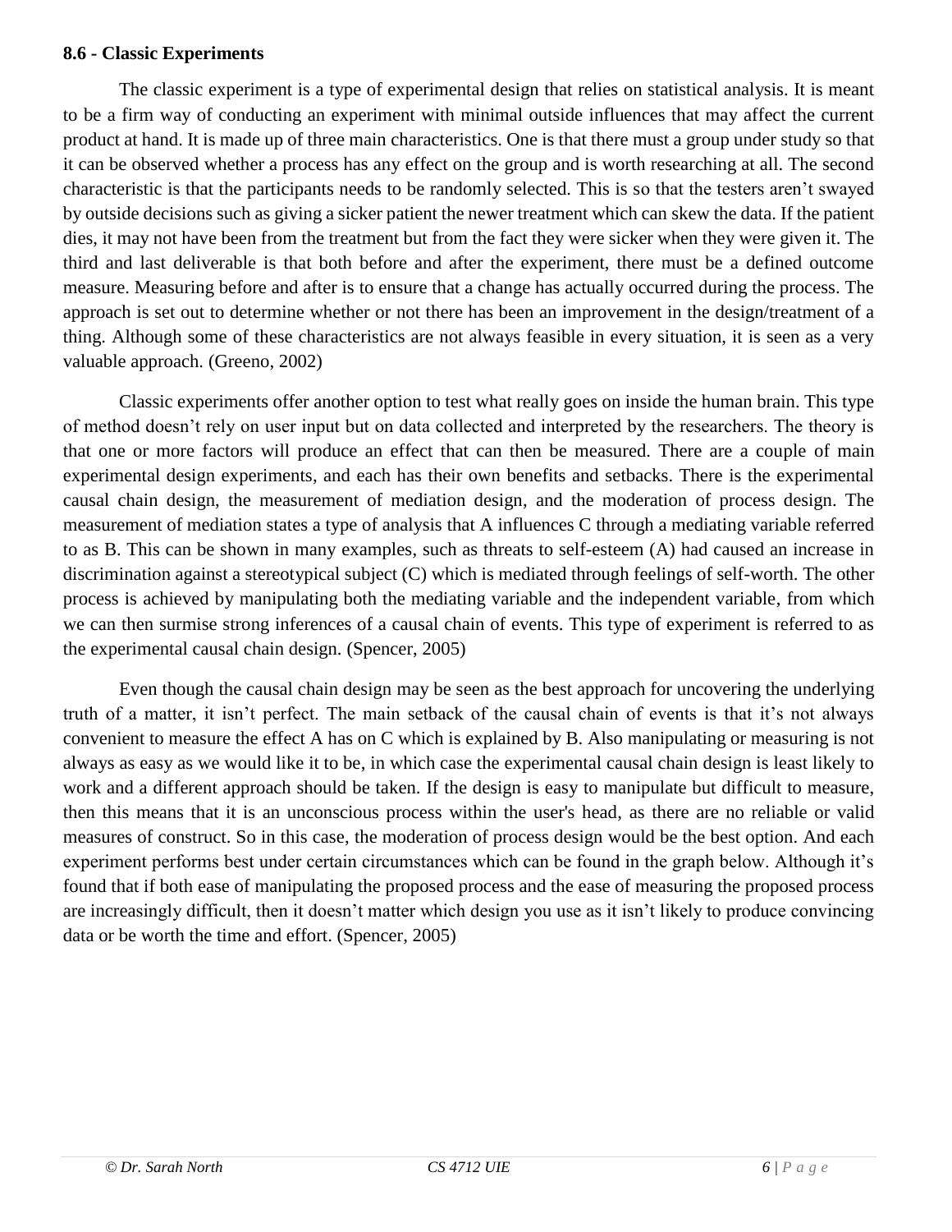**8.6 - Classic Experiments**

The classic experiment is a type of experimental design that relies on statistical analysis. It is meant to be a firm way of conducting an experiment with minimal outside influences that may affect the current product at hand. It is made up of three main characteristics. One is that there must a group under study so that it can be observed whether a process has any effect on the group and is worth researching at all. The second characteristic is that the participants needs to be randomly selected. This is so that the testers aren't swayed by outside decisions such as giving a sicker patient the newer treatment which can skew the data. If the patient dies, it may not have been from the treatment but from the fact they were sicker when they were given it. The third and last deliverable is that both before and after the experiment, there must be a defined outcome measure. Measuring before and after is to ensure that a change has actually occurred during the process. The approach is set out to determine whether or not there has been an improvement in the design/treatment of a thing. Although some of these characteristics are not always feasible in every situation, it is seen as a very valuable approach. (Greeno, 2002)

Classic experiments offer another option to test what really goes on inside the human brain. This type of method doesn't rely on user input but on data collected and interpreted by the researchers. The theory is that one or more factors will produce an effect that can then be measured. There are a couple of main experimental design experiments, and each has their own benefits and setbacks. There is the experimental causal chain design, the measurement of mediation design, and the moderation of process design. The measurement of mediation states a type of analysis that A influences C through a mediating variable referred to as B. This can be shown in many examples, such as threats to self-esteem (A) had caused an increase in discrimination against a stereotypical subject (C) which is mediated through feelings of self-worth. The other process is achieved by manipulating both the mediating variable and the independent variable, from which we can then surmise strong inferences of a causal chain of events. This type of experiment is referred to as the experimental causal chain design. (Spencer, 2005)

Even though the causal chain design may be seen as the best approach for uncovering the underlying truth of a matter, it isn't perfect. The main setback of the causal chain of events is that it's not always convenient to measure the effect A has on C which is explained by B. Also manipulating or measuring is not always as easy as we would like it to be, in which case the experimental causal chain design is least likely to work and a different approach should be taken. If the design is easy to manipulate but difficult to measure, then this means that it is an unconscious process within the user's head, as there are no reliable or valid measures of construct. So in this case, the moderation of process design would be the best option. And each experiment performs best under certain circumstances which can be found in the graph below. Although it's found that if both ease of manipulating the proposed process and the ease of measuring the proposed process are increasingly difficult, then it doesn't matter which design you use as it isn't likely to produce convincing data or be worth the time and effort. (Spencer, 2005)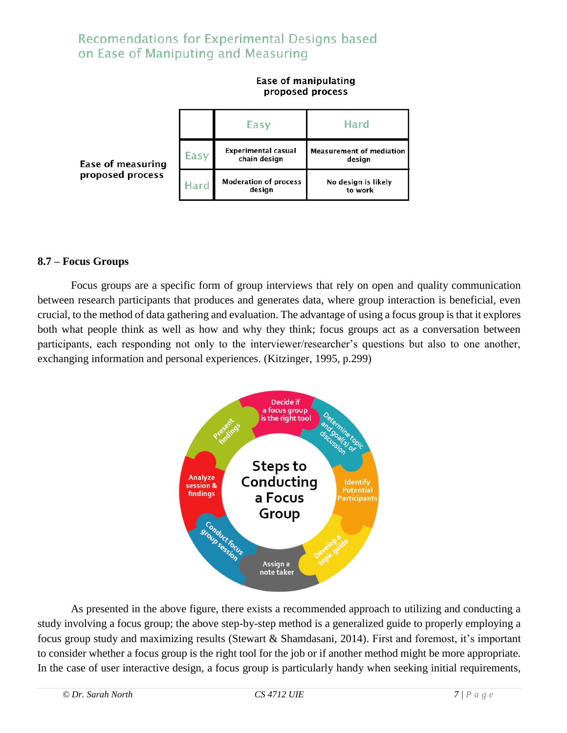## Recomendations for Experimental Designs based on Ease of Maniputing and Measuring

**Ease of manipulating proposed process**

| Ease of measuring proposed process | | Easy | Hard |
|---|---|---|---|
| | Easy | Experimental casual chain design | Measurement of mediation design |
| | Hard | Moderation of process design | No design is likely to work |

### 8.7 – Focus Groups

Focus groups are a specific form of group interviews that rely on open and quality communication between research participants that produces and generates data, where group interaction is beneficial, even crucial, to the method of data gathering and evaluation. The advantage of using a focus group is that it explores both what people think as well as how and why they think; focus groups act as a conversation between participants, each responding not only to the interviewer/researcher's questions but also to one another, exchanging information and personal experiences. (Kitzinger, 1995, p.299)

**Steps to Conducting a Focus Group**

- Decide if a focus group is the right tool
- Determine topic and goal(s) of discussion
- Identify Potential Participants
- Develop a topic guide
- Assign a note taker
- Conduct focus group session
- Analyze session & findings
- Present findings

As presented in the above figure, there exists a recommended approach to utilizing and conducting a study involving a focus group; the above step-by-step method is a generalized guide to properly employing a focus group study and maximizing results (Stewart & Shamdasani, 2014). First and foremost, it's important to consider whether a focus group is the right tool for the job or if another method might be more appropriate. In the case of user interactive design, a focus group is particularly handy when seeking initial requirements,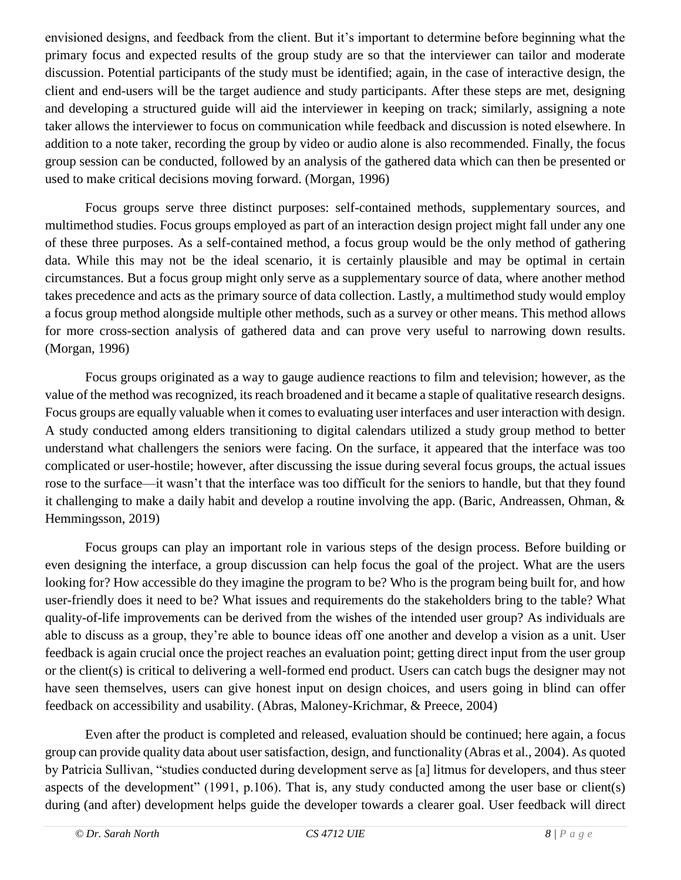envisioned designs, and feedback from the client. But it's important to determine before beginning what the primary focus and expected results of the group study are so that the interviewer can tailor and moderate discussion. Potential participants of the study must be identified; again, in the case of interactive design, the client and end-users will be the target audience and study participants. After these steps are met, designing and developing a structured guide will aid the interviewer in keeping on track; similarly, assigning a note taker allows the interviewer to focus on communication while feedback and discussion is noted elsewhere. In addition to a note taker, recording the group by video or audio alone is also recommended. Finally, the focus group session can be conducted, followed by an analysis of the gathered data which can then be presented or used to make critical decisions moving forward. (Morgan, 1996)

Focus groups serve three distinct purposes: self-contained methods, supplementary sources, and multimethod studies. Focus groups employed as part of an interaction design project might fall under any one of these three purposes. As a self-contained method, a focus group would be the only method of gathering data. While this may not be the ideal scenario, it is certainly plausible and may be optimal in certain circumstances. But a focus group might only serve as a supplementary source of data, where another method takes precedence and acts as the primary source of data collection. Lastly, a multimethod study would employ a focus group method alongside multiple other methods, such as a survey or other means. This method allows for more cross-section analysis of gathered data and can prove very useful to narrowing down results. (Morgan, 1996)

Focus groups originated as a way to gauge audience reactions to film and television; however, as the value of the method was recognized, its reach broadened and it became a staple of qualitative research designs. Focus groups are equally valuable when it comes to evaluating user interfaces and user interaction with design. A study conducted among elders transitioning to digital calendars utilized a study group method to better understand what challengers the seniors were facing. On the surface, it appeared that the interface was too complicated or user-hostile; however, after discussing the issue during several focus groups, the actual issues rose to the surface—it wasn't that the interface was too difficult for the seniors to handle, but that they found it challenging to make a daily habit and develop a routine involving the app. (Baric, Andreassen, Ohman, & Hemmingsson, 2019)

Focus groups can play an important role in various steps of the design process. Before building or even designing the interface, a group discussion can help focus the goal of the project. What are the users looking for? How accessible do they imagine the program to be? Who is the program being built for, and how user-friendly does it need to be? What issues and requirements do the stakeholders bring to the table? What quality-of-life improvements can be derived from the wishes of the intended user group? As individuals are able to discuss as a group, they're able to bounce ideas off one another and develop a vision as a unit. User feedback is again crucial once the project reaches an evaluation point; getting direct input from the user group or the client(s) is critical to delivering a well-formed end product. Users can catch bugs the designer may not have seen themselves, users can give honest input on design choices, and users going in blind can offer feedback on accessibility and usability. (Abras, Maloney-Krichmar, & Preece, 2004)

Even after the product is completed and released, evaluation should be continued; here again, a focus group can provide quality data about user satisfaction, design, and functionality (Abras et al., 2004). As quoted by Patricia Sullivan, "studies conducted during development serve as [a] litmus for developers, and thus steer aspects of the development" (1991, p.106). That is, any study conducted among the user base or client(s) during (and after) development helps guide the developer towards a clearer goal. User feedback will direct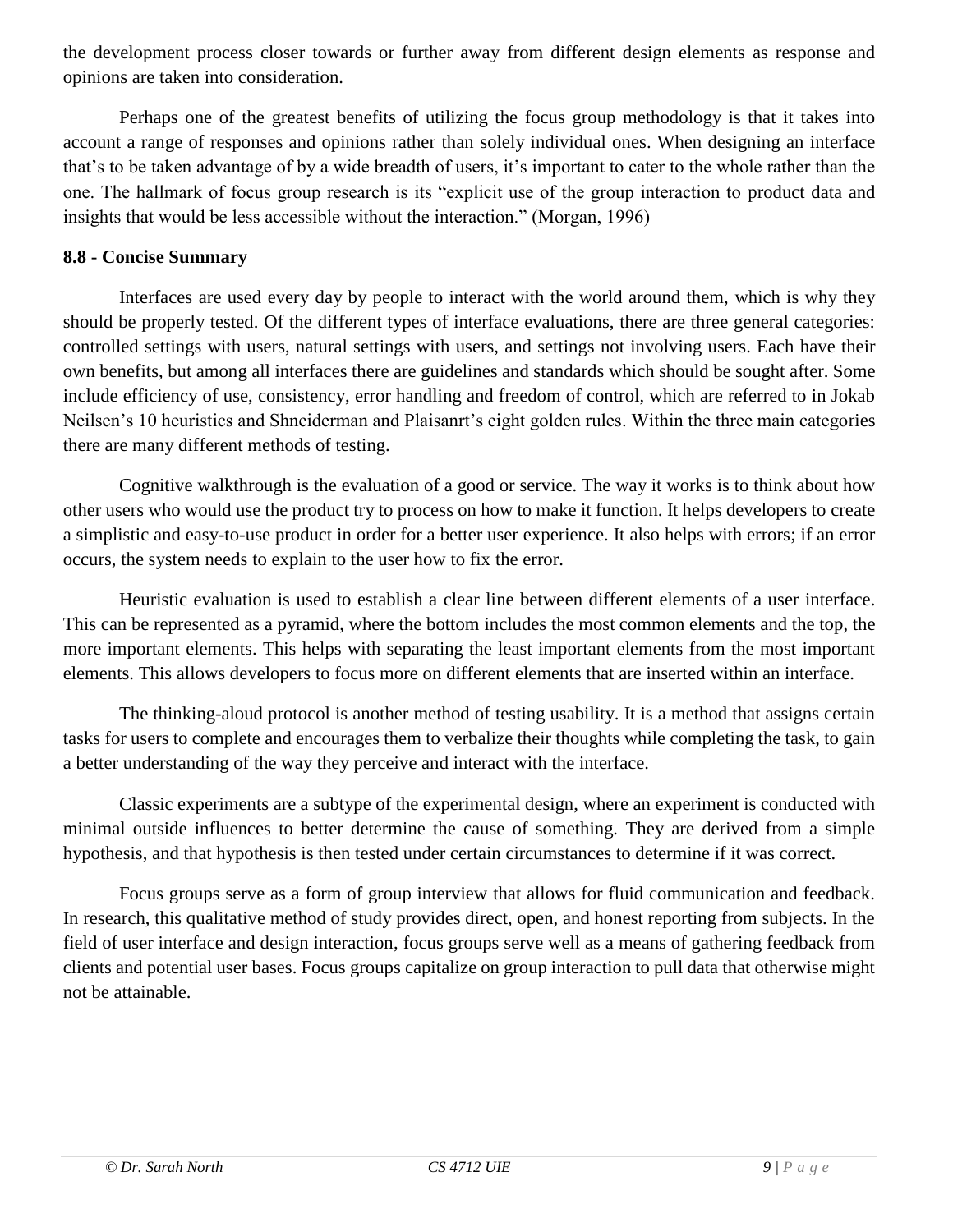the development process closer towards or further away from different design elements as response and opinions are taken into consideration.

Perhaps one of the greatest benefits of utilizing the focus group methodology is that it takes into account a range of responses and opinions rather than solely individual ones. When designing an interface that's to be taken advantage of by a wide breadth of users, it's important to cater to the whole rather than the one. The hallmark of focus group research is its "explicit use of the group interaction to product data and insights that would be less accessible without the interaction." (Morgan, 1996)

**8.8 - Concise Summary**

Interfaces are used every day by people to interact with the world around them, which is why they should be properly tested. Of the different types of interface evaluations, there are three general categories: controlled settings with users, natural settings with users, and settings not involving users. Each have their own benefits, but among all interfaces there are guidelines and standards which should be sought after. Some include efficiency of use, consistency, error handling and freedom of control, which are referred to in Jokab Neilsen's 10 heuristics and Shneiderman and Plaisanrt's eight golden rules. Within the three main categories there are many different methods of testing.

Cognitive walkthrough is the evaluation of a good or service. The way it works is to think about how other users who would use the product try to process on how to make it function. It helps developers to create a simplistic and easy-to-use product in order for a better user experience. It also helps with errors; if an error occurs, the system needs to explain to the user how to fix the error.

Heuristic evaluation is used to establish a clear line between different elements of a user interface. This can be represented as a pyramid, where the bottom includes the most common elements and the top, the more important elements. This helps with separating the least important elements from the most important elements. This allows developers to focus more on different elements that are inserted within an interface.

The thinking-aloud protocol is another method of testing usability. It is a method that assigns certain tasks for users to complete and encourages them to verbalize their thoughts while completing the task, to gain a better understanding of the way they perceive and interact with the interface.

Classic experiments are a subtype of the experimental design, where an experiment is conducted with minimal outside influences to better determine the cause of something. They are derived from a simple hypothesis, and that hypothesis is then tested under certain circumstances to determine if it was correct.

Focus groups serve as a form of group interview that allows for fluid communication and feedback. In research, this qualitative method of study provides direct, open, and honest reporting from subjects. In the field of user interface and design interaction, focus groups serve well as a means of gathering feedback from clients and potential user bases. Focus groups capitalize on group interaction to pull data that otherwise might not be attainable.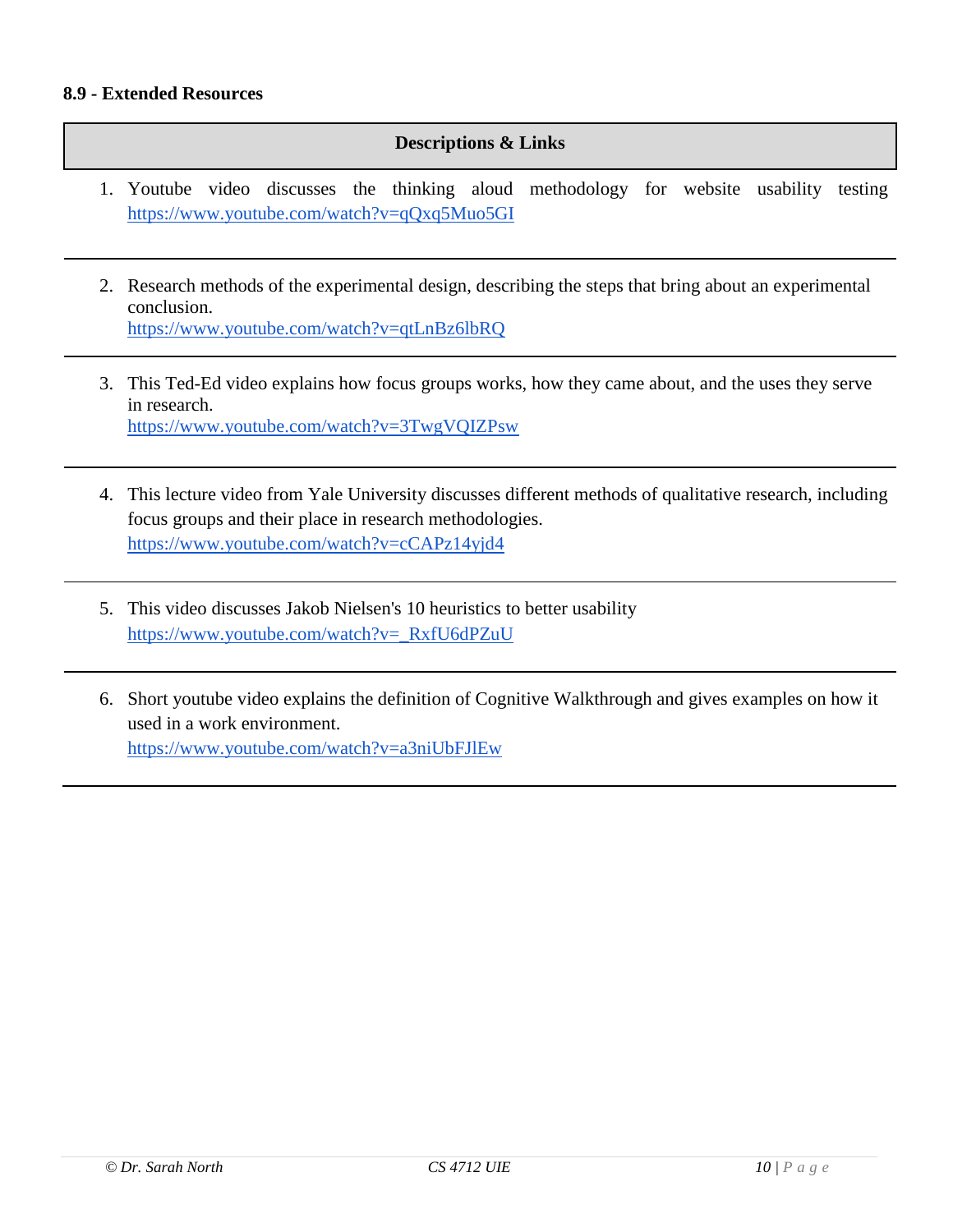### 8.9 - Extended Resources

| Descriptions & Links |
|---|
| 1. Youtube video discusses the thinking aloud methodology for website usability testing https://www.youtube.com/watch?v=qQxq5Muo5GI |
| 2. Research methods of the experimental design, describing the steps that bring about an experimental conclusion. https://www.youtube.com/watch?v=qtLnBz6lbRQ |
| 3. This Ted-Ed video explains how focus groups works, how they came about, and the uses they serve in research. https://www.youtube.com/watch?v=3TwgVQIZPsw |
| 4. This lecture video from Yale University discusses different methods of qualitative research, including focus groups and their place in research methodologies. https://www.youtube.com/watch?v=cCAPz14yjd4 |
| 5. This video discusses Jakob Nielsen's 10 heuristics to better usability https://www.youtube.com/watch?v=_RxfU6dPZuU |
| 6. Short youtube video explains the definition of Cognitive Walkthrough and gives examples on how it used in a work environment. https://www.youtube.com/watch?v=a3niUbFJlEw |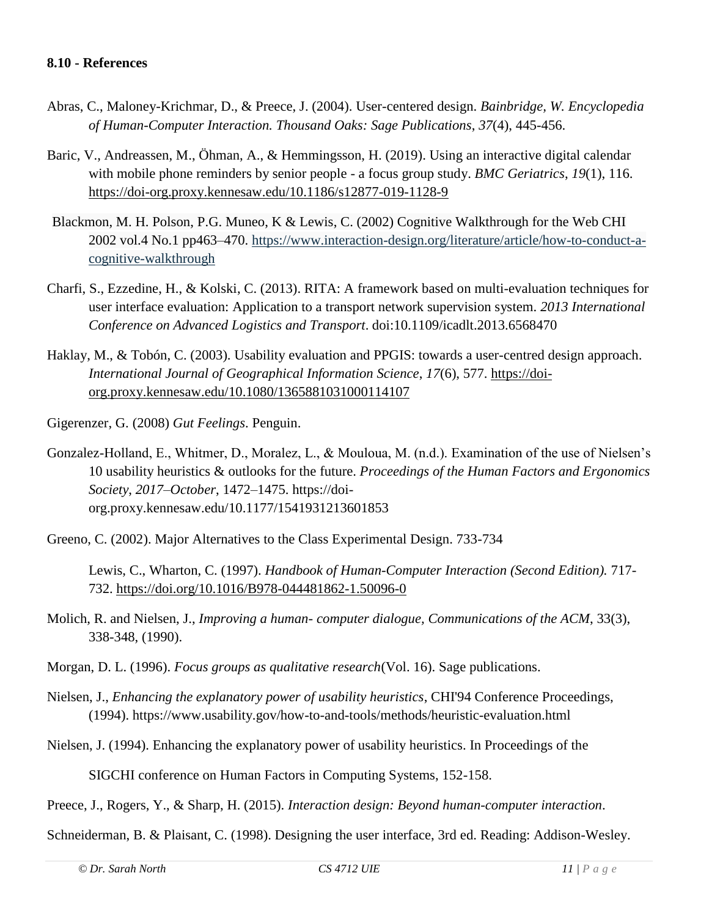### 8.10 - References

Abras, C., Maloney-Krichmar, D., & Preece, J. (2004). User-centered design. *Bainbridge, W. Encyclopedia of Human-Computer Interaction. Thousand Oaks: Sage Publications*, *37*(4), 445-456.

Baric, V., Andreassen, M., Öhman, A., & Hemmingsson, H. (2019). Using an interactive digital calendar with mobile phone reminders by senior people - a focus group study. *BMC Geriatrics*, *19*(1), 116. https://doi-org.proxy.kennesaw.edu/10.1186/s12877-019-1128-9

Blackmon, M. H. Polson, P.G. Muneo, K & Lewis, C. (2002) Cognitive Walkthrough for the Web CHI 2002 vol.4 No.1 pp463–470. https://www.interaction-design.org/literature/article/how-to-conduct-a-cognitive-walkthrough

Charfi, S., Ezzedine, H., & Kolski, C. (2013). RITA: A framework based on multi-evaluation techniques for user interface evaluation: Application to a transport network supervision system. *2013 International Conference on Advanced Logistics and Transport*. doi:10.1109/icadlt.2013.6568470

Haklay, M., & Tobón, C. (2003). Usability evaluation and PPGIS: towards a user-centred design approach. *International Journal of Geographical Information Science*, *17*(6), 577. https://doi-org.proxy.kennesaw.edu/10.1080/1365881031000114107

Gigerenzer, G. (2008) *Gut Feelings*. Penguin.

Gonzalez-Holland, E., Whitmer, D., Moralez, L., & Mouloua, M. (n.d.). Examination of the use of Nielsen's 10 usability heuristics & outlooks for the future. *Proceedings of the Human Factors and Ergonomics Society*, *2017–October*, 1472–1475. https://doi-org.proxy.kennesaw.edu/10.1177/1541931213601853

Greeno, C. (2002). Major Alternatives to the Class Experimental Design. 733-734

Lewis, C., Wharton, C. (1997). *Handbook of Human-Computer Interaction (Second Edition).* 717-732. https://doi.org/10.1016/B978-044481862-1.50096-0

Molich, R. and Nielsen, J., *Improving a human- computer dialogue, Communications of the ACM*, 33(3), 338-348, (1990).

Morgan, D. L. (1996). *Focus groups as qualitative research*(Vol. 16). Sage publications.

Nielsen, J., *Enhancing the explanatory power of usability heuristics*, CHI'94 Conference Proceedings, (1994). https://www.usability.gov/how-to-and-tools/methods/heuristic-evaluation.html

Nielsen, J. (1994). Enhancing the explanatory power of usability heuristics. In Proceedings of the SIGCHI conference on Human Factors in Computing Systems, 152-158.

Preece, J., Rogers, Y., & Sharp, H. (2015). *Interaction design: Beyond human-computer interaction*.

Schneiderman, B. & Plaisant, C. (1998). Designing the user interface, 3rd ed. Reading: Addison-Wesley.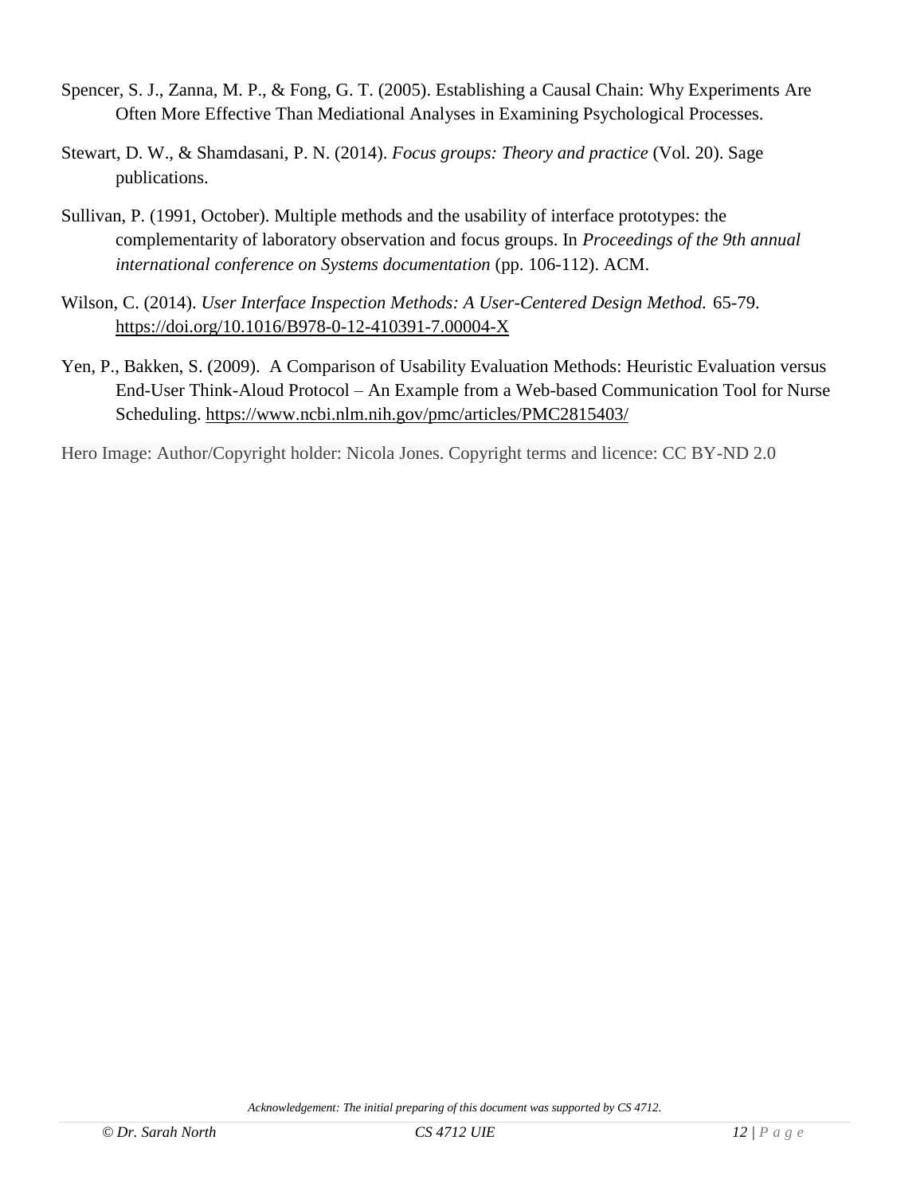Spencer, S. J., Zanna, M. P., & Fong, G. T. (2005). Establishing a Causal Chain: Why Experiments Are Often More Effective Than Mediational Analyses in Examining Psychological Processes.

Stewart, D. W., & Shamdasani, P. N. (2014). *Focus groups: Theory and practice* (Vol. 20). Sage publications.

Sullivan, P. (1991, October). Multiple methods and the usability of interface prototypes: the complementarity of laboratory observation and focus groups. In *Proceedings of the 9th annual international conference on Systems documentation* (pp. 106-112). ACM.

Wilson, C. (2014). *User Interface Inspection Methods: A User-Centered Design Method.* 65-79. https://doi.org/10.1016/B978-0-12-410391-7.00004-X

Yen, P., Bakken, S. (2009). A Comparison of Usability Evaluation Methods: Heuristic Evaluation versus End-User Think-Aloud Protocol – An Example from a Web-based Communication Tool for Nurse Scheduling. https://www.ncbi.nlm.nih.gov/pmc/articles/PMC2815403/

Hero Image: Author/Copyright holder: Nicola Jones. Copyright terms and licence: CC BY-ND 2.0

*Acknowledgement: The initial preparing of this document was supported by CS 4712.*